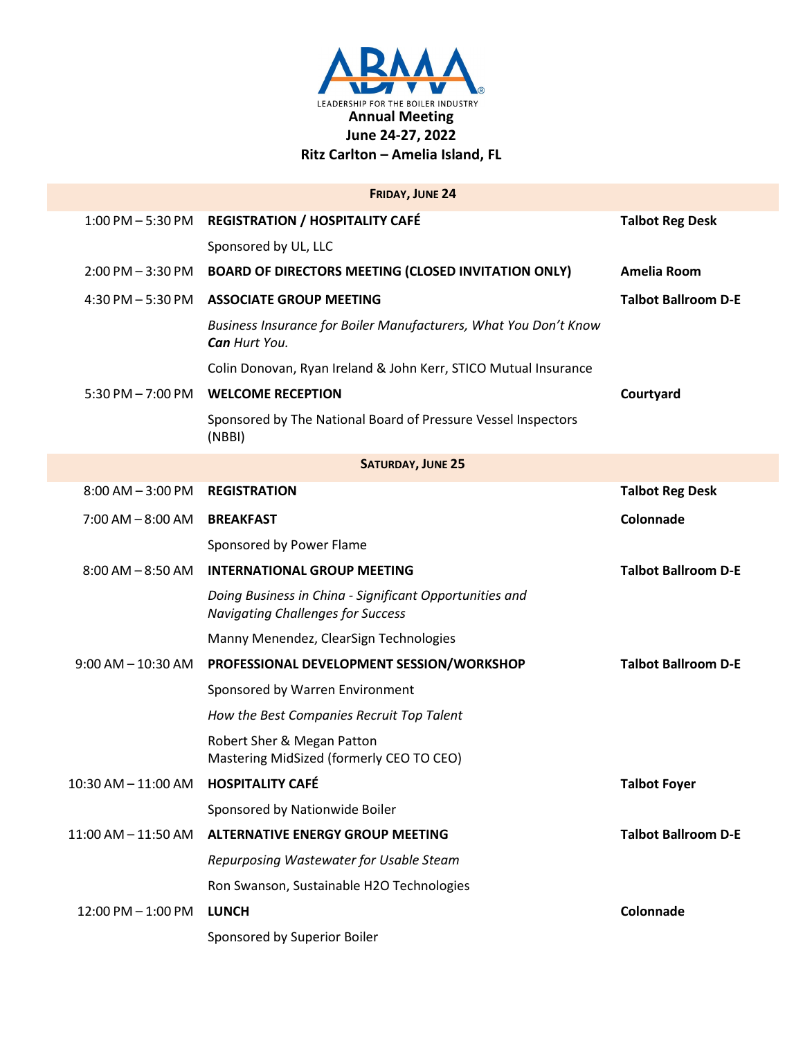**ABMA**

LEADERSHIP FOR THE BOILER INDUSTRY

# Annual Meeting
## June 24-27, 2022
## Ritz Carlton – Amelia Island, FL

| | **FRIDAY, JUNE 24** | |
|---|---|---|
| 1:00 PM – 5:30 PM | **REGISTRATION / HOSPITALITY CAFÉ** | **Talbot Reg Desk** |
| | Sponsored by UL, LLC | |
| 2:00 PM – 3:30 PM | **BOARD OF DIRECTORS MEETING (CLOSED INVITATION ONLY)** | **Amelia Room** |
| 4:30 PM – 5:30 PM | **ASSOCIATE GROUP MEETING** | **Talbot Ballroom D-E** |
| | *Business Insurance for Boiler Manufacturers, What You Don't Know* ***Can*** *Hurt You.* | |
| | Colin Donovan, Ryan Ireland & John Kerr, STICO Mutual Insurance | |
| 5:30 PM – 7:00 PM | **WELCOME RECEPTION** | **Courtyard** |
| | Sponsored by The National Board of Pressure Vessel Inspectors (NBBI) | |
| | **SATURDAY, JUNE 25** | |
| 8:00 AM – 3:00 PM | **REGISTRATION** | **Talbot Reg Desk** |
| 7:00 AM – 8:00 AM | **BREAKFAST** | **Colonnade** |
| | Sponsored by Power Flame | |
| 8:00 AM – 8:50 AM | **INTERNATIONAL GROUP MEETING** | **Talbot Ballroom D-E** |
| | *Doing Business in China - Significant Opportunities and Navigating Challenges for Success* | |
| | Manny Menendez, ClearSign Technologies | |
| 9:00 AM – 10:30 AM | **PROFESSIONAL DEVELOPMENT SESSION/WORKSHOP** | **Talbot Ballroom D-E** |
| | Sponsored by Warren Environment | |
| | *How the Best Companies Recruit Top Talent* | |
| | Robert Sher & Megan Patton<br>Mastering MidSized (formerly CEO TO CEO) | |
| 10:30 AM – 11:00 AM | **HOSPITALITY CAFÉ** | **Talbot Foyer** |
| | Sponsored by Nationwide Boiler | |
| 11:00 AM – 11:50 AM | **ALTERNATIVE ENERGY GROUP MEETING** | **Talbot Ballroom D-E** |
| | *Repurposing Wastewater for Usable Steam* | |
| | Ron Swanson, Sustainable H2O Technologies | |
| 12:00 PM – 1:00 PM | **LUNCH** | **Colonnade** |
| | Sponsored by Superior Boiler | |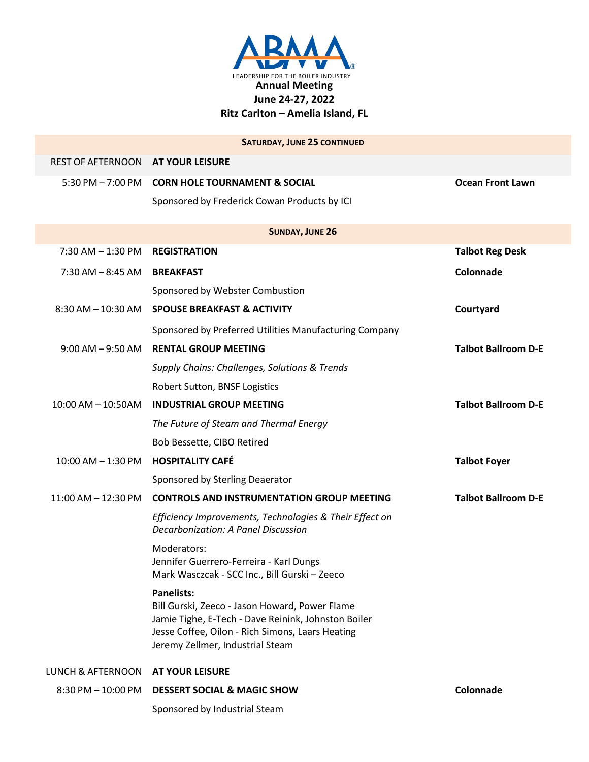**ABMA**

LEADERSHIP FOR THE BOILER INDUSTRY

**Annual Meeting**
**June 24-27, 2022**
**Ritz Carlton – Amelia Island, FL**

| **SATURDAY, JUNE 25 CONTINUED** | | |
|---|---|---|
| REST OF AFTERNOON | **AT YOUR LEISURE** | |
| 5:30 PM – 7:00 PM | **CORN HOLE TOURNAMENT & SOCIAL**<br>Sponsored by Frederick Cowan Products by ICI | **Ocean Front Lawn** |

| **SUNDAY, JUNE 26** | | |
|---|---|---|
| 7:30 AM – 1:30 PM | **REGISTRATION** | **Talbot Reg Desk** |
| 7:30 AM – 8:45 AM | **BREAKFAST**<br>Sponsored by Webster Combustion | **Colonnade** |
| 8:30 AM – 10:30 AM | **SPOUSE BREAKFAST & ACTIVITY**<br>Sponsored by Preferred Utilities Manufacturing Company | **Courtyard** |
| 9:00 AM – 9:50 AM | **RENTAL GROUP MEETING**<br>*Supply Chains: Challenges, Solutions & Trends*<br>Robert Sutton, BNSF Logistics | **Talbot Ballroom D-E** |
| 10:00 AM – 10:50AM | **INDUSTRIAL GROUP MEETING**<br>*The Future of Steam and Thermal Energy*<br>Bob Bessette, CIBO Retired | **Talbot Ballroom D-E** |
| 10:00 AM – 1:30 PM | **HOSPITALITY CAFÉ**<br>Sponsored by Sterling Deaerator | **Talbot Foyer** |
| 11:00 AM – 12:30 PM | **CONTROLS AND INSTRUMENTATION GROUP MEETING**<br>*Efficiency Improvements, Technologies & Their Effect on Decarbonization: A Panel Discussion*<br>Moderators:<br>Jennifer Guerrero-Ferreira - Karl Dungs<br>Mark Wasczcak - SCC Inc., Bill Gurski – Zeeco<br>**Panelists:**<br>Bill Gurski, Zeeco - Jason Howard, Power Flame<br>Jamie Tighe, E-Tech - Dave Reinink, Johnston Boiler<br>Jesse Coffee, Oilon - Rich Simons, Laars Heating<br>Jeremy Zellmer, Industrial Steam | **Talbot Ballroom D-E** |
| LUNCH & AFTERNOON | **AT YOUR LEISURE** | |
| 8:30 PM – 10:00 PM | **DESSERT SOCIAL & MAGIC SHOW**<br>Sponsored by Industrial Steam | **Colonnade** |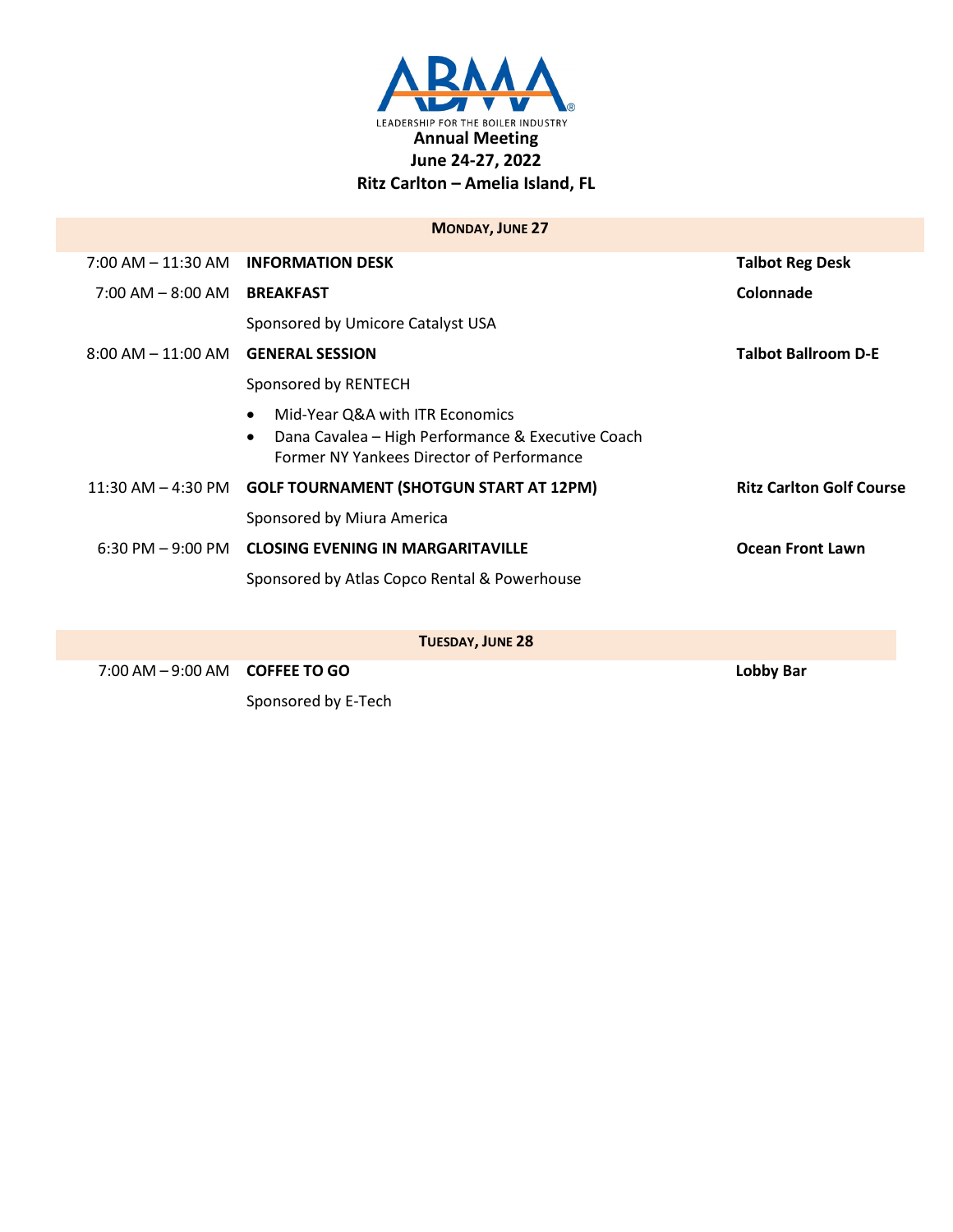ABMA

LEADERSHIP FOR THE BOILER INDUSTRY

**Annual Meeting**

**June 24-27, 2022**

**Ritz Carlton – Amelia Island, FL**

## MONDAY, JUNE 27

| | | |
|---|---|---|
| 7:00 AM – 11:30 AM | **INFORMATION DESK** | **Talbot Reg Desk** |
| 7:00 AM – 8:00 AM | **BREAKFAST**<br>Sponsored by Umicore Catalyst USA | **Colonnade** |
| 8:00 AM – 11:00 AM | **GENERAL SESSION**<br>Sponsored by RENTECH<br>• Mid-Year Q&A with ITR Economics<br>• Dana Cavalea – High Performance & Executive Coach Former NY Yankees Director of Performance | **Talbot Ballroom D-E** |
| 11:30 AM – 4:30 PM | **GOLF TOURNAMENT (SHOTGUN START AT 12PM)**<br>Sponsored by Miura America | **Ritz Carlton Golf Course** |
| 6:30 PM – 9:00 PM | **CLOSING EVENING IN MARGARITAVILLE**<br>Sponsored by Atlas Copco Rental & Powerhouse | **Ocean Front Lawn** |

## TUESDAY, JUNE 28

| | | |
|---|---|---|
| 7:00 AM – 9:00 AM | **COFFEE TO GO**<br>Sponsored by E-Tech | **Lobby Bar** |